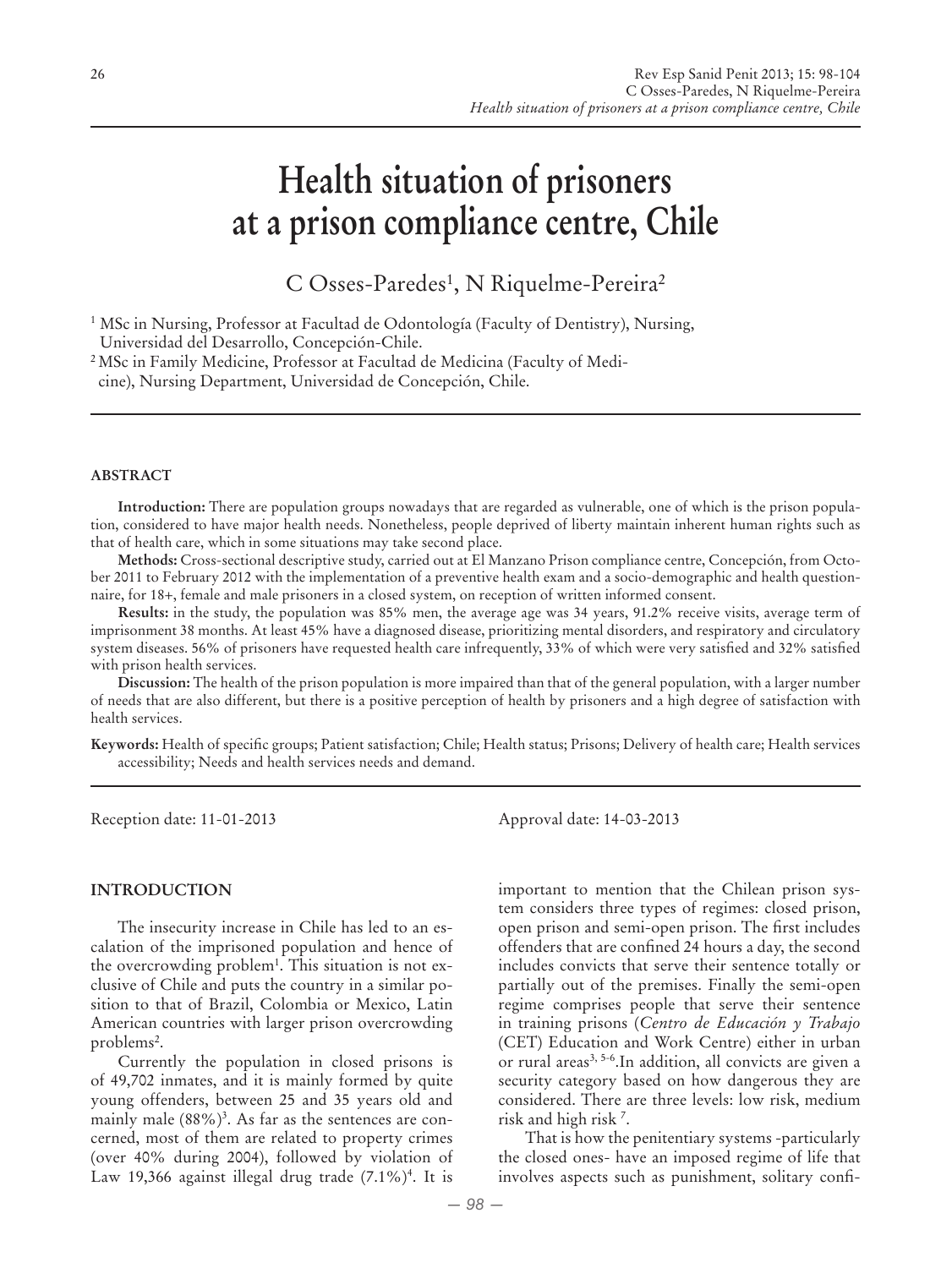# Health situation of prisoners at a prison compliance centre, Chile

C Osses-Paredes[1], N Riquelme-Pereira[2]

[1] MSc in Nursing, Professor at Facultad de Odontología (Faculty of Dentistry), Nursing, Universidad del Desarrollo, Concepción-Chile.

[2] MSc in Family Medicine, Professor at Facultad de Medicina (Faculty of Medicine), Nursing Department, Universidad de Concepción, Chile.

## ABSTRACT

**Introduction:** There are population groups nowadays that are regarded as vulnerable, one of which is the prison population, considered to have major health needs. Nonetheless, people deprived of liberty maintain inherent human rights such as that of health care, which in some situations may take second place.

**Methods:** Cross-sectional descriptive study, carried out at El Manzano Prison compliance centre, Concepción, from October 2011 to February 2012 with the implementation of a preventive health exam and a socio-demographic and health questionnaire, for 18+, female and male prisoners in a closed system, on reception of written informed consent.

**Results:** in the study, the population was 85% men, the average age was 34 years, 91.2% receive visits, average term of imprisonment 38 months. At least 45% have a diagnosed disease, prioritizing mental disorders, and respiratory and circulatory system diseases. 56% of prisoners have requested health care infrequently, 33% of which were very satisfied and 32% satisfied with prison health services.

**Discussion:** The health of the prison population is more impaired than that of the general population, with a larger number of needs that are also different, but there is a positive perception of health by prisoners and a high degree of satisfaction with health services.

**Keywords:** Health of specific groups; Patient satisfaction; Chile; Health status; Prisons; Delivery of health care; Health services accessibility; Needs and health services needs and demand.

Reception date: 11-01-2013

Approval date: 14-03-2013

## INTRODUCTION

The insecurity increase in Chile has led to an escalation of the imprisoned population and hence of the overcrowding problem[1]. This situation is not exclusive of Chile and puts the country in a similar position to that of Brazil, Colombia or Mexico, Latin American countries with larger prison overcrowding problems[2].

Currently the population in closed prisons is of 49,702 inmates, and it is mainly formed by quite young offenders, between 25 and 35 years old and mainly male (88%)[3]. As far as the sentences are concerned, most of them are related to property crimes (over 40% during 2004), followed by violation of Law 19,366 against illegal drug trade (7.1%)[4]. It is important to mention that the Chilean prison system considers three types of regimes: closed prison, open prison and semi-open prison. The first includes offenders that are confined 24 hours a day, the second includes convicts that serve their sentence totally or partially out of the premises. Finally the semi-open regime comprises people that serve their sentence in training prisons (*Centro de Educación y Trabajo* (CET) Education and Work Centre) either in urban or rural areas[3, 5-6]. In addition, all convicts are given a security category based on how dangerous they are considered. There are three levels: low risk, medium risk and high risk[7].

That is how the penitentiary systems -particularly the closed ones- have an imposed regime of life that involves aspects such as punishment, solitary confi-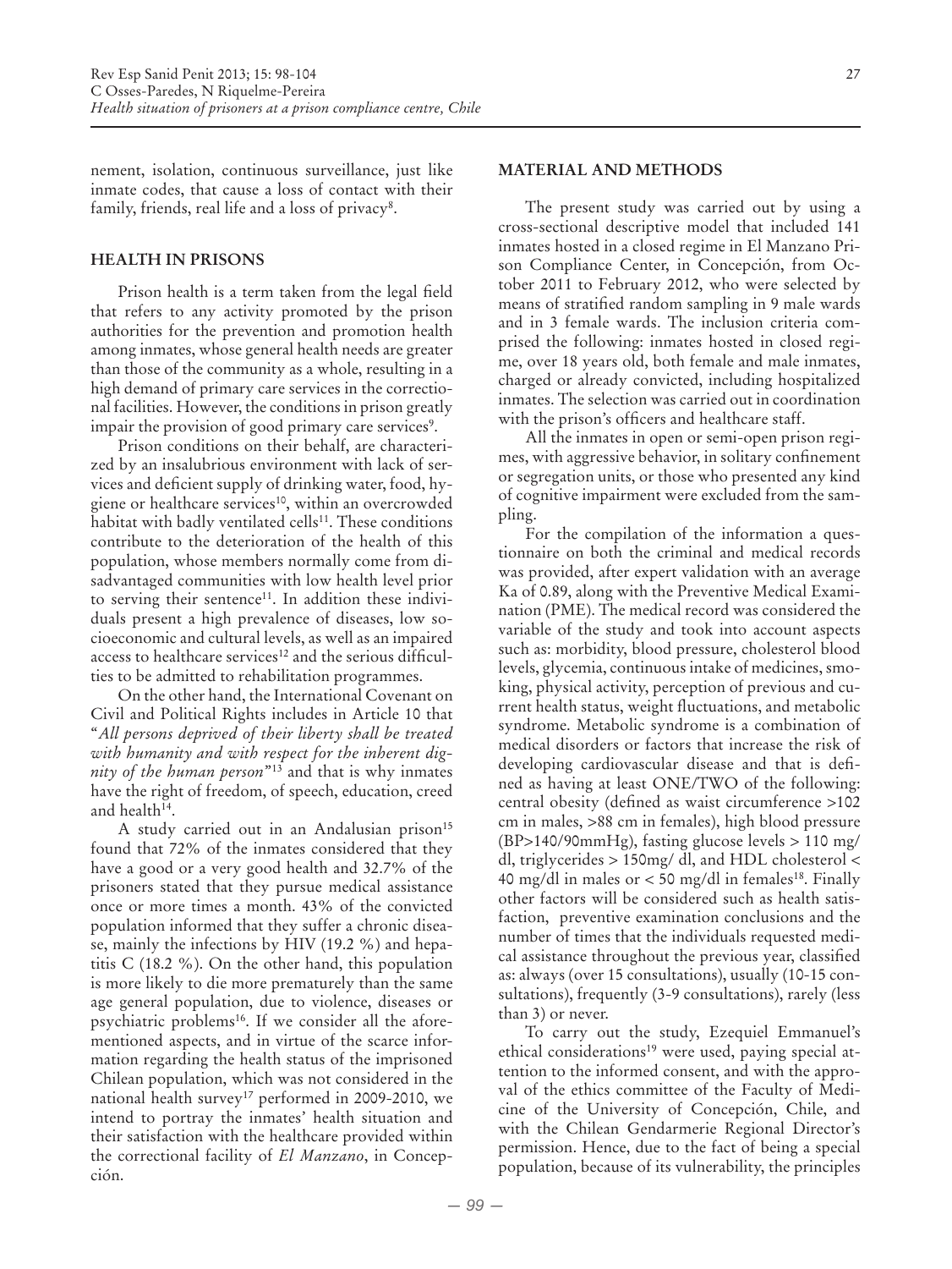nement, isolation, continuous surveillance, just like inmate codes, that cause a loss of contact with their family, friends, real life and a loss of privacy[8].

## HEALTH IN PRISONS

Prison health is a term taken from the legal field that refers to any activity promoted by the prison authorities for the prevention and promotion health among inmates, whose general health needs are greater than those of the community as a whole, resulting in a high demand of primary care services in the correctional facilities. However, the conditions in prison greatly impair the provision of good primary care services[9].

Prison conditions on their behalf, are characterized by an insalubrious environment with lack of services and deficient supply of drinking water, food, hygiene or healthcare services[10], within an overcrowded habitat with badly ventilated cells[11]. These conditions contribute to the deterioration of the health of this population, whose members normally come from disadvantaged communities with low health level prior to serving their sentence[11]. In addition these individuals present a high prevalence of diseases, low socioeconomic and cultural levels, as well as an impaired access to healthcare services[12] and the serious difficulties to be admitted to rehabilitation programmes.

On the other hand, the International Covenant on Civil and Political Rights includes in Article 10 that "*All persons deprived of their liberty shall be treated with humanity and with respect for the inherent dignity of the human person*"[13] and that is why inmates have the right of freedom, of speech, education, creed and health[14].

A study carried out in an Andalusian prison[15] found that 72% of the inmates considered that they have a good or a very good health and 32.7% of the prisoners stated that they pursue medical assistance once or more times a month. 43% of the convicted population informed that they suffer a chronic disease, mainly the infections by HIV (19.2 %) and hepatitis C (18.2 %). On the other hand, this population is more likely to die more prematurely than the same age general population, due to violence, diseases or psychiatric problems[16]. If we consider all the aforementioned aspects, and in virtue of the scarce information regarding the health status of the imprisoned Chilean population, which was not considered in the national health survey[17] performed in 2009-2010, we intend to portray the inmates' health situation and their satisfaction with the healthcare provided within the correctional facility of *El Manzano*, in Concepción.

## MATERIAL AND METHODS

The present study was carried out by using a cross-sectional descriptive model that included 141 inmates hosted in a closed regime in El Manzano Prison Compliance Center, in Concepción, from October 2011 to February 2012, who were selected by means of stratified random sampling in 9 male wards and in 3 female wards. The inclusion criteria comprised the following: inmates hosted in closed regime, over 18 years old, both female and male inmates, charged or already convicted, including hospitalized inmates. The selection was carried out in coordination with the prison's officers and healthcare staff.

All the inmates in open or semi-open prison regimes, with aggressive behavior, in solitary confinement or segregation units, or those who presented any kind of cognitive impairment were excluded from the sampling.

For the compilation of the information a questionnaire on both the criminal and medical records was provided, after expert validation with an average Ka of 0.89, along with the Preventive Medical Examination (PME). The medical record was considered the variable of the study and took into account aspects such as: morbidity, blood pressure, cholesterol blood levels, glycemia, continuous intake of medicines, smoking, physical activity, perception of previous and current health status, weight fluctuations, and metabolic syndrome. Metabolic syndrome is a combination of medical disorders or factors that increase the risk of developing cardiovascular disease and that is defined as having at least ONE/TWO of the following: central obesity (defined as waist circumference >102 cm in males, >88 cm in females), high blood pressure (BP>140/90mmHg), fasting glucose levels > 110 mg/dl, triglycerides > 150mg/ dl, and HDL cholesterol < 40 mg/dl in males or < 50 mg/dl in females[18]. Finally other factors will be considered such as health satisfaction, preventive examination conclusions and the number of times that the individuals requested medical assistance throughout the previous year, classified as: always (over 15 consultations), usually (10-15 consultations), frequently (3-9 consultations), rarely (less than 3) or never.

To carry out the study, Ezequiel Emmanuel's ethical considerations[19] were used, paying special attention to the informed consent, and with the approval of the ethics committee of the Faculty of Medicine of the University of Concepción, Chile, and with the Chilean Gendarmerie Regional Director's permission. Hence, due to the fact of being a special population, because of its vulnerability, the principles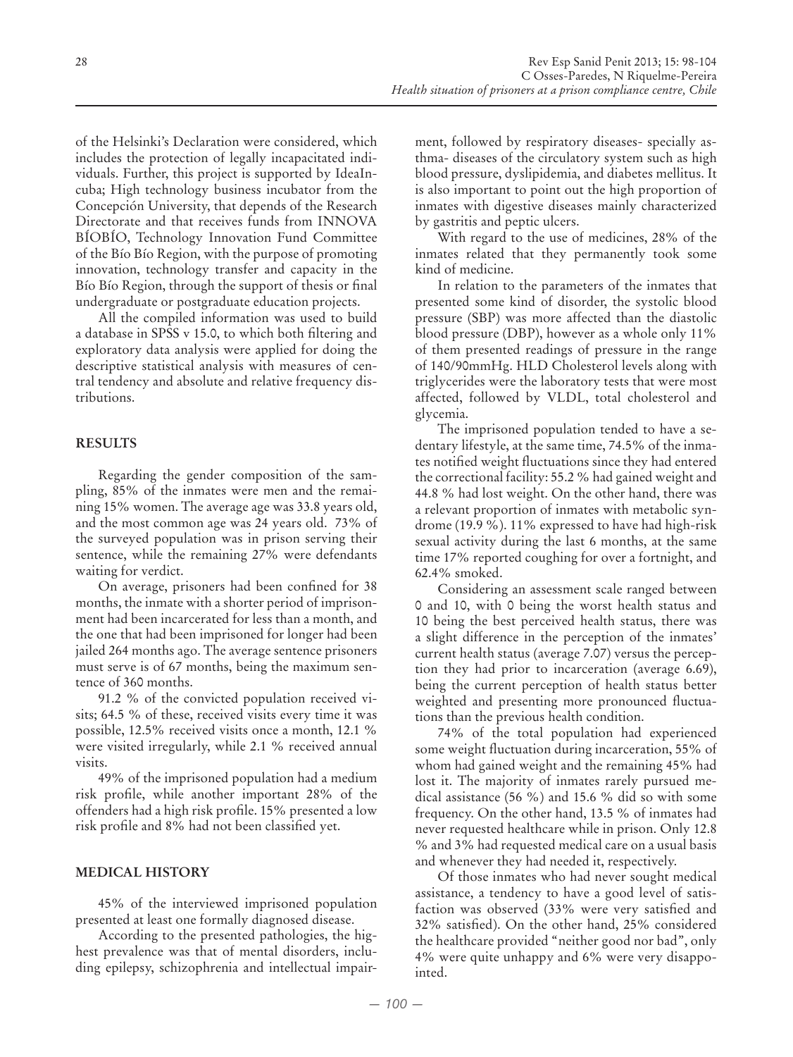of the Helsinki's Declaration were considered, which includes the protection of legally incapacitated individuals. Further, this project is supported by IdeaIncuba; High technology business incubator from the Concepción University, that depends of the Research Directorate and that receives funds from INNOVA BÍOBÍO, Technology Innovation Fund Committee of the Bío Bío Region, with the purpose of promoting innovation, technology transfer and capacity in the Bío Bío Region, through the support of thesis or final undergraduate or postgraduate education projects.

All the compiled information was used to build a database in SPSS v 15.0, to which both filtering and exploratory data analysis were applied for doing the descriptive statistical analysis with measures of central tendency and absolute and relative frequency distributions.

## RESULTS

Regarding the gender composition of the sampling, 85% of the inmates were men and the remaining 15% women. The average age was 33.8 years old, and the most common age was 24 years old. 73% of the surveyed population was in prison serving their sentence, while the remaining 27% were defendants waiting for verdict.

On average, prisoners had been confined for 38 months, the inmate with a shorter period of imprisonment had been incarcerated for less than a month, and the one that had been imprisoned for longer had been jailed 264 months ago. The average sentence prisoners must serve is of 67 months, being the maximum sentence of 360 months.

91.2 % of the convicted population received visits; 64.5 % of these, received visits every time it was possible, 12.5% received visits once a month, 12.1 % were visited irregularly, while 2.1 % received annual visits.

49% of the imprisoned population had a medium risk profile, while another important 28% of the offenders had a high risk profile. 15% presented a low risk profile and 8% had not been classified yet.

## MEDICAL HISTORY

45% of the interviewed imprisoned population presented at least one formally diagnosed disease.

According to the presented pathologies, the highest prevalence was that of mental disorders, including epilepsy, schizophrenia and intellectual impairment, followed by respiratory diseases- specially asthma- diseases of the circulatory system such as high blood pressure, dyslipidemia, and diabetes mellitus. It is also important to point out the high proportion of inmates with digestive diseases mainly characterized by gastritis and peptic ulcers.

With regard to the use of medicines, 28% of the inmates related that they permanently took some kind of medicine.

In relation to the parameters of the inmates that presented some kind of disorder, the systolic blood pressure (SBP) was more affected than the diastolic blood pressure (DBP), however as a whole only 11% of them presented readings of pressure in the range of 140/90mmHg. HLD Cholesterol levels along with triglycerides were the laboratory tests that were most affected, followed by VLDL, total cholesterol and glycemia.

The imprisoned population tended to have a sedentary lifestyle, at the same time, 74.5% of the inmates notified weight fluctuations since they had entered the correctional facility: 55.2 % had gained weight and 44.8 % had lost weight. On the other hand, there was a relevant proportion of inmates with metabolic syndrome (19.9 %). 11% expressed to have had high-risk sexual activity during the last 6 months, at the same time 17% reported coughing for over a fortnight, and 62.4% smoked.

Considering an assessment scale ranged between 0 and 10, with 0 being the worst health status and 10 being the best perceived health status, there was a slight difference in the perception of the inmates' current health status (average 7.07) versus the perception they had prior to incarceration (average 6.69), being the current perception of health status better weighted and presenting more pronounced fluctuations than the previous health condition.

74% of the total population had experienced some weight fluctuation during incarceration, 55% of whom had gained weight and the remaining 45% had lost it. The majority of inmates rarely pursued medical assistance (56 %) and 15.6 % did so with some frequency. On the other hand, 13.5 % of inmates had never requested healthcare while in prison. Only 12.8 % and 3% had requested medical care on a usual basis and whenever they had needed it, respectively.

Of those inmates who had never sought medical assistance, a tendency to have a good level of satisfaction was observed (33% were very satisfied and 32% satisfied). On the other hand, 25% considered the healthcare provided "neither good nor bad", only 4% were quite unhappy and 6% were very disappointed.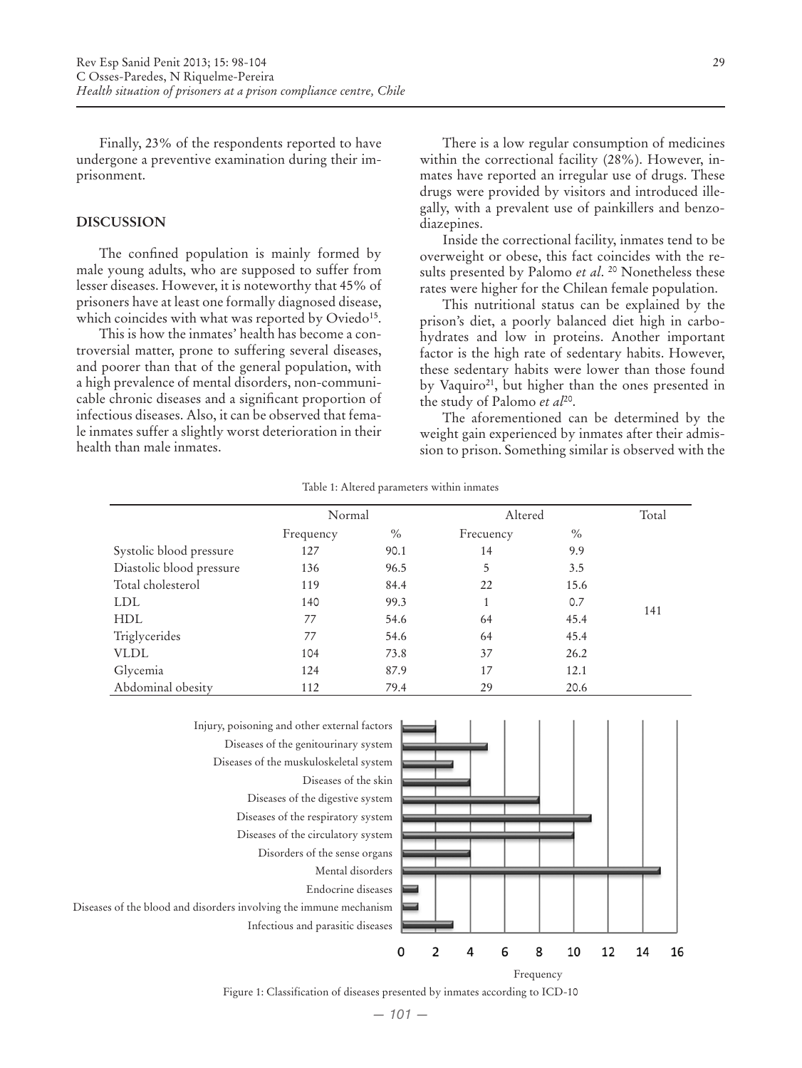Finally, 23% of the respondents reported to have undergone a preventive examination during their imprisonment.

## DISCUSSION

The confined population is mainly formed by male young adults, who are supposed to suffer from lesser diseases. However, it is noteworthy that 45% of prisoners have at least one formally diagnosed disease, which coincides with what was reported by Oviedo[15].

This is how the inmates' health has become a controversial matter, prone to suffering several diseases, and poorer than that of the general population, with a high prevalence of mental disorders, non-communicable chronic diseases and a significant proportion of infectious diseases. Also, it can be observed that female inmates suffer a slightly worst deterioration in their health than male inmates.

There is a low regular consumption of medicines within the correctional facility (28%). However, inmates have reported an irregular use of drugs. These drugs were provided by visitors and introduced illegally, with a prevalent use of painkillers and benzodiazepines.

Inside the correctional facility, inmates tend to be overweight or obese, this fact coincides with the results presented by Palomo *et al*. [20] Nonetheless these rates were higher for the Chilean female population.

This nutritional status can be explained by the prison's diet, a poorly balanced diet high in carbohydrates and low in proteins. Another important factor is the high rate of sedentary habits. However, these sedentary habits were lower than those found by Vaquiro[21], but higher than the ones presented in the study of Palomo *et al*[20].

The aforementioned can be determined by the weight gain experienced by inmates after their admission to prison. Something similar is observed with the

Table 1: Altered parameters within inmates

| | Normal | | Altered | | Total |
|---|---|---|---|---|---|
| | Frequency | % | Frecuency | % | |
| Systolic blood pressure | 127 | 90.1 | 14 | 9.9 | 141 |
| Diastolic blood pressure | 136 | 96.5 | 5 | 3.5 | |
| Total cholesterol | 119 | 84.4 | 22 | 15.6 | |
| LDL | 140 | 99.3 | 1 | 0.7 | |
| HDL | 77 | 54.6 | 64 | 45.4 | |
| Triglycerides | 77 | 54.6 | 64 | 45.4 | |
| VLDL | 104 | 73.8 | 37 | 26.2 | |
| Glycemia | 124 | 87.9 | 17 | 12.1 | |
| Abdominal obesity | 112 | 79.4 | 29 | 20.6 | |

Figure 1: Classification of diseases presented by inmates according to ICD-10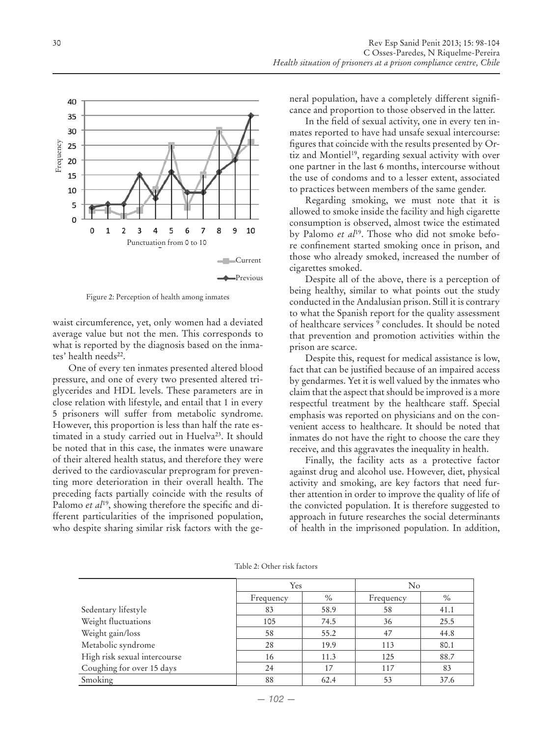Figure 2: Perception of health among inmates

waist circumference, yet, only women had a deviated average value but not the men. This corresponds to what is reported by the diagnosis based on the inmates' health needs[22].

One of every ten inmates presented altered blood pressure, and one of every two presented altered triglycerides and HDL levels. These parameters are in close relation with lifestyle, and entail that 1 in every 5 prisoners will suffer from metabolic syndrome. However, this proportion is less than half the rate estimated in a study carried out in Huelva[23]. It should be noted that in this case, the inmates were unaware of their altered health status, and therefore they were derived to the cardiovascular preprogram for preventing more deterioration in their overall health. The preceding facts partially coincide with the results of Palomo *et al*[19], showing therefore the specific and different particularities of the imprisoned population, who despite sharing similar risk factors with the general population, have a completely different significance and proportion to those observed in the latter.

In the field of sexual activity, one in every ten inmates reported to have had unsafe sexual intercourse: figures that coincide with the results presented by Ortiz and Montiel[19], regarding sexual activity with over one partner in the last 6 months, intercourse without the use of condoms and to a lesser extent, associated to practices between members of the same gender.

Regarding smoking, we must note that it is allowed to smoke inside the facility and high cigarette consumption is observed, almost twice the estimated by Palomo *et al*[19]. Those who did not smoke before confinement started smoking once in prison, and those who already smoked, increased the number of cigarettes smoked.

Despite all of the above, there is a perception of being healthy, similar to what points out the study conducted in the Andalusian prison. Still it is contrary to what the Spanish report for the quality assessment of healthcare services [9] concludes. It should be noted that prevention and promotion activities within the prison are scarce.

Despite this, request for medical assistance is low, fact that can be justified because of an impaired access by gendarmes. Yet it is well valued by the inmates who claim that the aspect that should be improved is a more respectful treatment by the healthcare staff. Special emphasis was reported on physicians and on the convenient access to healthcare. It should be noted that inmates do not have the right to choose the care they receive, and this aggravates the inequality in health.

Finally, the facility acts as a protective factor against drug and alcohol use. However, diet, physical activity and smoking, are key factors that need further attention in order to improve the quality of life of the convicted population. It is therefore suggested to approach in future researches the social determinants of health in the imprisoned population. In addition,

Table 2: Other risk factors

| | Yes | | No | |
|---|---|---|---|---|
| | Frequency | % | Frequency | % |
| Sedentary lifestyle | 83 | 58.9 | 58 | 41.1 |
| Weight fluctuations | 105 | 74.5 | 36 | 25.5 |
| Weight gain/loss | 58 | 55.2 | 47 | 44.8 |
| Metabolic syndrome | 28 | 19.9 | 113 | 80.1 |
| High risk sexual intercourse | 16 | 11.3 | 125 | 88.7 |
| Coughing for over 15 days | 24 | 17 | 117 | 83 |
| Smoking | 88 | 62.4 | 53 | 37.6 |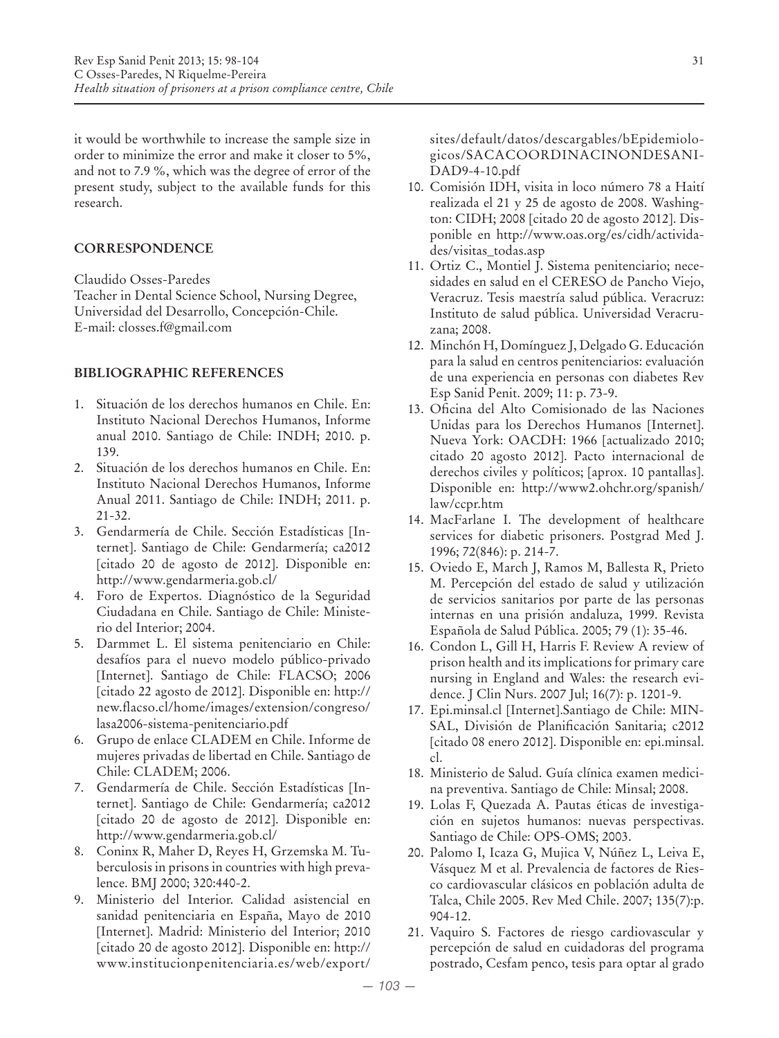it would be worthwhile to increase the sample size in order to minimize the error and make it closer to 5%, and not to 7.9 %, which was the degree of error of the present study, subject to the available funds for this research.

## CORRESPONDENCE

Claudido Osses-Paredes
Teacher in Dental Science School, Nursing Degree, Universidad del Desarrollo, Concepción-Chile.
E-mail: closses.f@gmail.com

## BIBLIOGRAPHIC REFERENCES

1. Situación de los derechos humanos en Chile. En: Instituto Nacional Derechos Humanos, Informe anual 2010. Santiago de Chile: INDH; 2010. p. 139.
2. Situación de los derechos humanos en Chile. En: Instituto Nacional Derechos Humanos, Informe Anual 2011. Santiago de Chile: INDH; 2011. p. 21-32.
3. Gendarmería de Chile. Sección Estadísticas [Internet]. Santiago de Chile: Gendarmería; ca2012 [citado 20 de agosto de 2012]. Disponible en: http://www.gendarmeria.gob.cl/
4. Foro de Expertos. Diagnóstico de la Seguridad Ciudadana en Chile. Santiago de Chile: Ministerio del Interior; 2004.
5. Darmmet L. El sistema penitenciario en Chile: desafíos para el nuevo modelo público-privado [Internet]. Santiago de Chile: FLACSO; 2006 [citado 22 agosto de 2012]. Disponible en: http://new.flacso.cl/home/images/extension/congreso/lasa2006-sistema-penitenciario.pdf
6. Grupo de enlace CLADEM en Chile. Informe de mujeres privadas de libertad en Chile. Santiago de Chile: CLADEM; 2006.
7. Gendarmería de Chile. Sección Estadísticas [Internet]. Santiago de Chile: Gendarmería; ca2012 [citado 20 de agosto de 2012]. Disponible en: http://www.gendarmeria.gob.cl/
8. Coninx R, Maher D, Reyes H, Grzemska M. Tuberculosis in prisons in countries with high prevalence. BMJ 2000; 320:440-2.
9. Ministerio del Interior. Calidad asistencial en sanidad penitenciaria en España, Mayo de 2010 [Internet]. Madrid: Ministerio del Interior; 2010 [citado 20 de agosto 2012]. Disponible en: http://www.institucionpenitenciaria.es/web/export/sites/default/datos/descargables/bEpidemiologicos/SACACOORDINACINONDESANIDAD9-4-10.pdf
10. Comisión IDH, visita in loco número 78 a Haití realizada el 21 y 25 de agosto de 2008. Washington: CIDH; 2008 [citado 20 de agosto 2012]. Disponible en http://www.oas.org/es/cidh/actividades/visitas_todas.asp
11. Ortiz C., Montiel J. Sistema penitenciario; necesidades en salud en el CERESO de Pancho Viejo, Veracruz. Tesis maestría salud pública. Veracruz: Instituto de salud pública. Universidad Veracruzana; 2008.
12. Minchón H, Domínguez J, Delgado G. Educación para la salud en centros penitenciarios: evaluación de una experiencia en personas con diabetes Rev Esp Sanid Penit. 2009; 11: p. 73-9.
13. Oficina del Alto Comisionado de las Naciones Unidas para los Derechos Humanos [Internet]. Nueva York: OACDH: 1966 [actualizado 2010; citado 20 agosto 2012]. Pacto internacional de derechos civiles y políticos; [aprox. 10 pantallas]. Disponible en: http://www2.ohchr.org/spanish/law/ccpr.htm
14. MacFarlane I. The development of healthcare services for diabetic prisoners. Postgrad Med J. 1996; 72(846): p. 214-7.
15. Oviedo E, March J, Ramos M, Ballesta R, Prieto M. Percepción del estado de salud y utilización de servicios sanitarios por parte de las personas internas en una prisión andaluza, 1999. Revista Española de Salud Pública. 2005; 79 (1): 35-46.
16. Condon L, Gill H, Harris F. Review A review of prison health and its implications for primary care nursing in England and Wales: the research evidence. J Clin Nurs. 2007 Jul; 16(7): p. 1201-9.
17. Epi.minsal.cl [Internet].Santiago de Chile: MINSAL, División de Planificación Sanitaria; c2012 [citado 08 enero 2012]. Disponible en: epi.minsal.cl.
18. Ministerio de Salud. Guía clínica examen medicina preventiva. Santiago de Chile: Minsal; 2008.
19. Lolas F, Quezada A. Pautas éticas de investigación en sujetos humanos: nuevas perspectivas. Santiago de Chile: OPS-OMS; 2003.
20. Palomo I, Icaza G, Mujica V, Núñez L, Leiva E, Vásquez M et al. Prevalencia de factores de Riesco cardiovascular clásicos en población adulta de Talca, Chile 2005. Rev Med Chile. 2007; 135(7):p. 904-12.
21. Vaquiro S. Factores de riesgo cardiovascular y percepción de salud en cuidadoras del programa postrado, Cesfam penco, tesis para optar al grado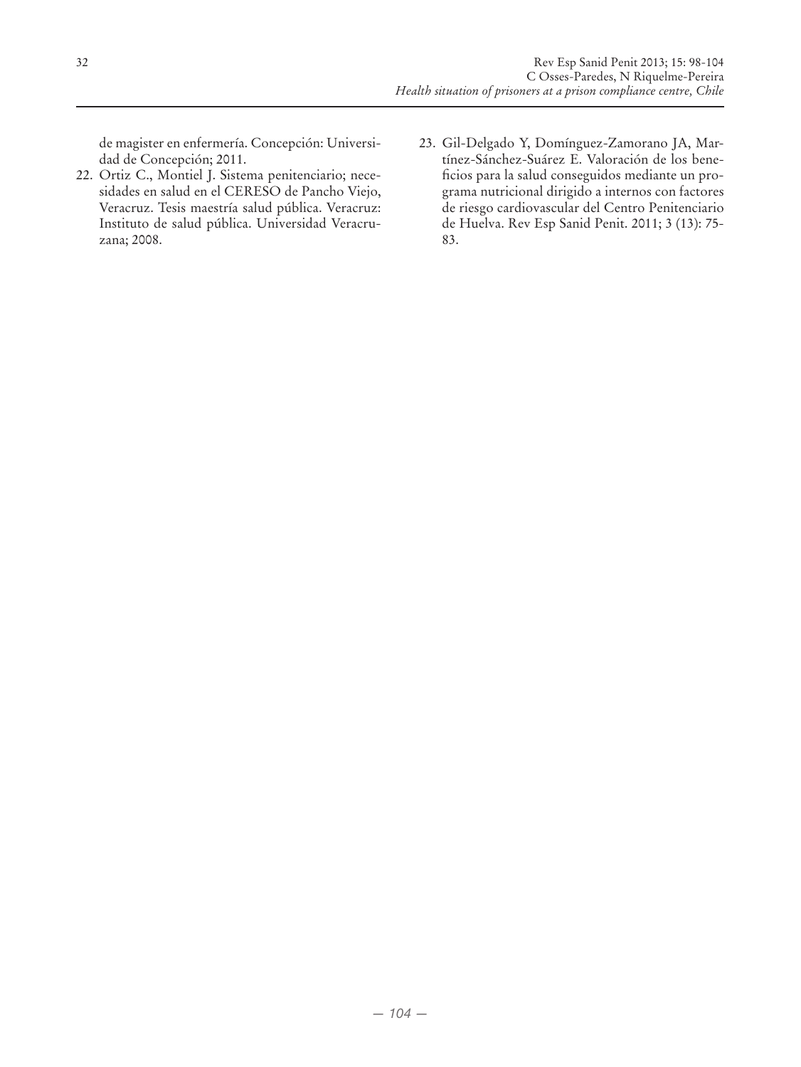de magister en enfermería. Concepción: Universidad de Concepción; 2011.

22. Ortiz C., Montiel J. Sistema penitenciario; necesidades en salud en el CERESO de Pancho Viejo, Veracruz. Tesis maestría salud pública. Veracruz: Instituto de salud pública. Universidad Veracruzana; 2008.

23. Gil-Delgado Y, Domínguez-Zamorano JA, Martínez-Sánchez-Suárez E. Valoración de los beneficios para la salud conseguidos mediante un programa nutricional dirigido a internos con factores de riesgo cardiovascular del Centro Penitenciario de Huelva. Rev Esp Sanid Penit. 2011; 3 (13): 75-83.